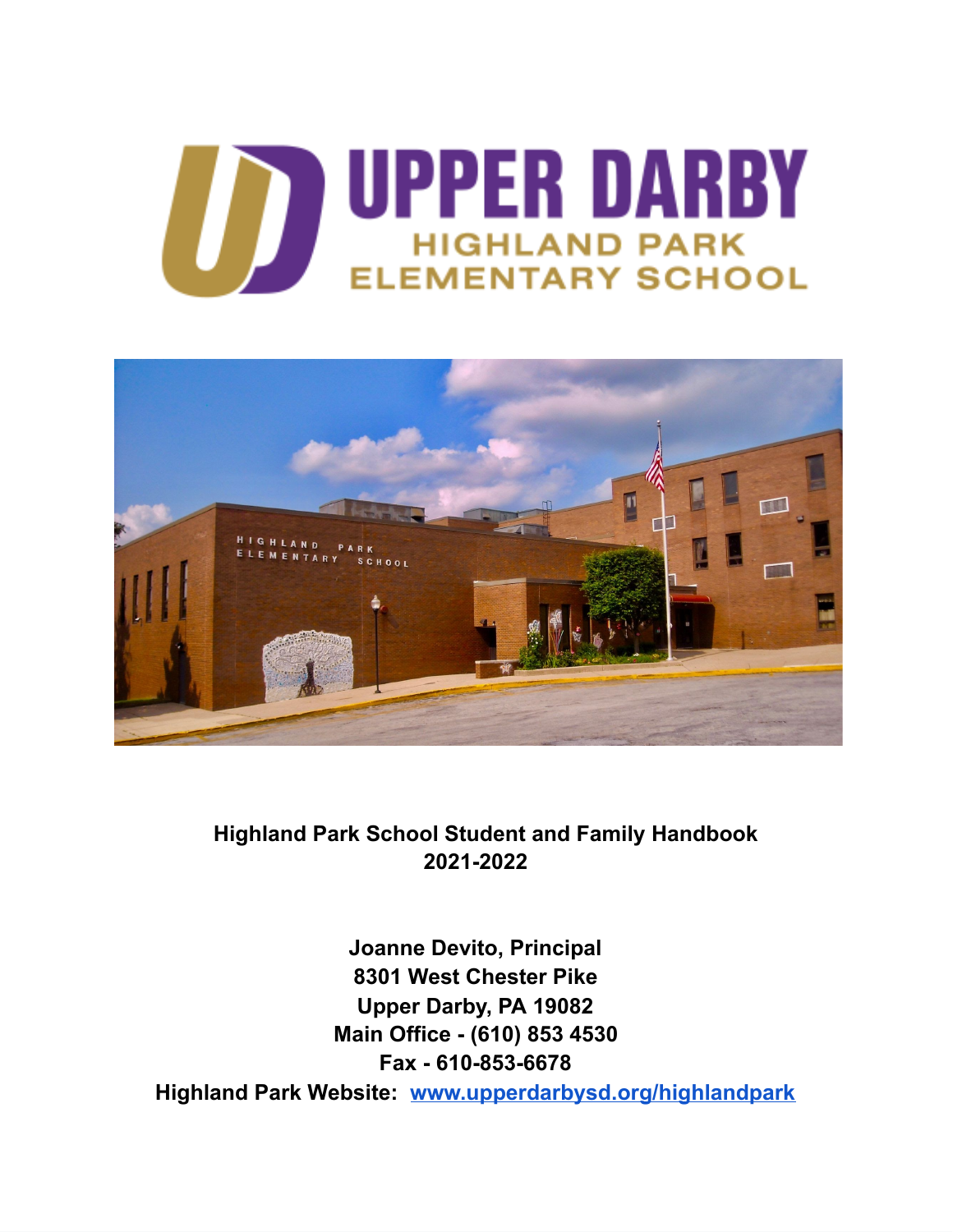# UPPER DARBY
## HIGHLAND PARK ELEMENTARY SCHOOL

**Highland Park School Student and Family Handbook**
**2021-2022**

**Joanne Devito, Principal**
**8301 West Chester Pike**
**Upper Darby, PA 19082**
**Main Office - (610) 853 4530**
**Fax - 610-853-6678**
**Highland Park Website: [www.upperdarbysd.org/highlandpark](www.upperdarbysd.org/highlandpark)**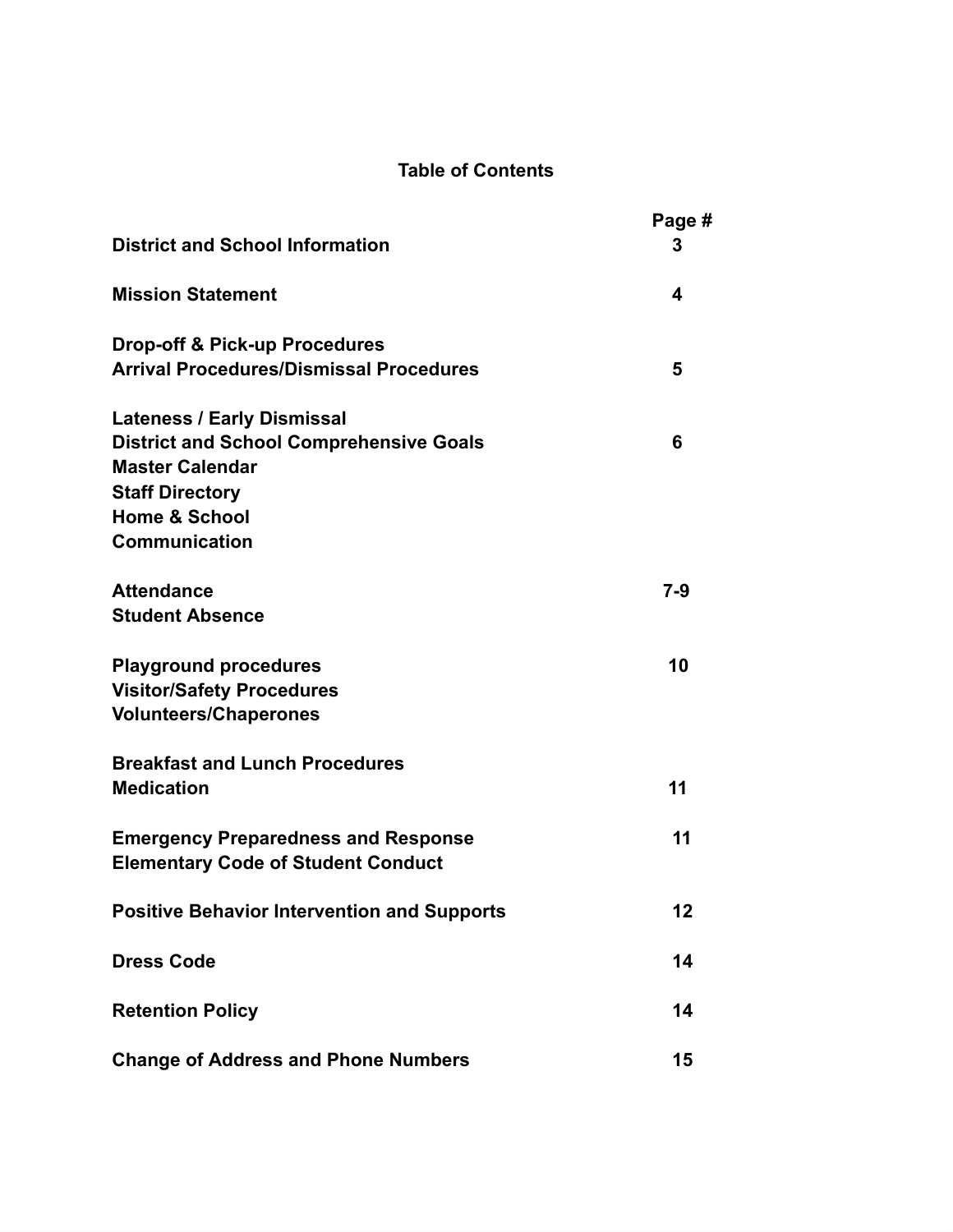## Table of Contents

| | Page # |
|---|---|
| **District and School Information** | **3** |
| **Mission Statement** | **4** |
| **Drop-off & Pick-up Procedures** | |
| **Arrival Procedures/Dismissal Procedures** | **5** |
| **Lateness / Early Dismissal** | |
| **District and School Comprehensive Goals** | **6** |
| **Master Calendar** | |
| **Staff Directory** | |
| **Home & School** | |
| **Communication** | |
| **Attendance** | **7-9** |
| **Student Absence** | |
| **Playground procedures** | **10** |
| **Visitor/Safety Procedures** | |
| **Volunteers/Chaperones** | |
| **Breakfast and Lunch Procedures** | |
| **Medication** | **11** |
| **Emergency Preparedness and Response** | **11** |
| **Elementary Code of Student Conduct** | |
| **Positive Behavior Intervention and Supports** | **12** |
| **Dress Code** | **14** |
| **Retention Policy** | **14** |
| **Change of Address and Phone Numbers** | **15** |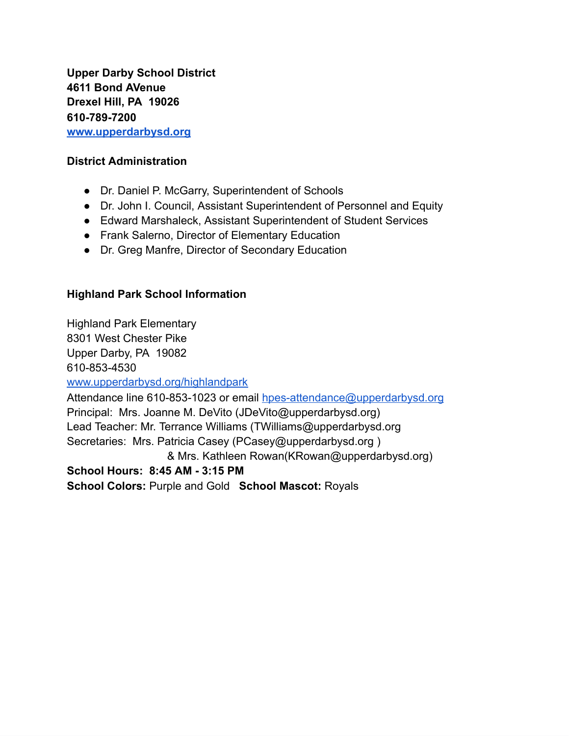**Upper Darby School District**
**4611 Bond AVenue**
**Drexel Hill, PA 19026**
**610-789-7200**
**[www.upperdarbysd.org](http://www.upperdarbysd.org)**

**District Administration**

- Dr. Daniel P. McGarry, Superintendent of Schools
- Dr. John I. Council, Assistant Superintendent of Personnel and Equity
- Edward Marshaleck, Assistant Superintendent of Student Services
- Frank Salerno, Director of Elementary Education
- Dr. Greg Manfre, Director of Secondary Education

**Highland Park School Information**

Highland Park Elementary
8301 West Chester Pike
Upper Darby, PA 19082
610-853-4530
[www.upperdarbysd.org/highlandpark](http://www.upperdarbysd.org/highlandpark)
Attendance line 610-853-1023 or email [hpes-attendance@upperdarbysd.org](mailto:hpes-attendance@upperdarbysd.org)
Principal: Mrs. Joanne M. DeVito (JDeVito@upperdarbysd.org)
Lead Teacher: Mr. Terrance Williams (TWilliams@upperdarbysd.org
Secretaries: Mrs. Patricia Casey (PCasey@upperdarbysd.org )
& Mrs. Kathleen Rowan(KRowan@upperdarbysd.org)
**School Hours: 8:45 AM - 3:15 PM**
**School Colors:** Purple and Gold **School Mascot:** Royals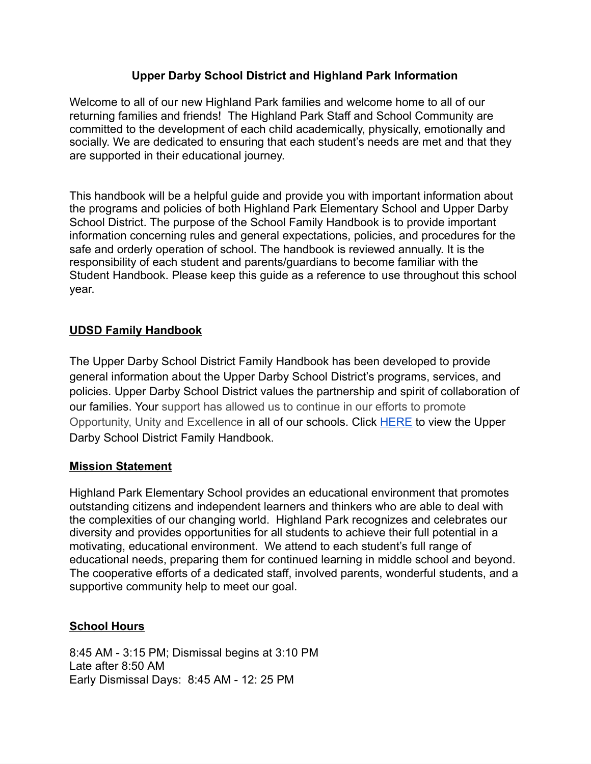# Upper Darby School District and Highland Park Information

Welcome to all of our new Highland Park families and welcome home to all of our returning families and friends! The Highland Park Staff and School Community are committed to the development of each child academically, physically, emotionally and socially. We are dedicated to ensuring that each student's needs are met and that they are supported in their educational journey.

This handbook will be a helpful guide and provide you with important information about the programs and policies of both Highland Park Elementary School and Upper Darby School District. The purpose of the School Family Handbook is to provide important information concerning rules and general expectations, policies, and procedures for the safe and orderly operation of school. The handbook is reviewed annually. It is the responsibility of each student and parents/guardians to become familiar with the Student Handbook. Please keep this guide as a reference to use throughout this school year.

## UDSD Family Handbook

The Upper Darby School District Family Handbook has been developed to provide general information about the Upper Darby School District's programs, services, and policies. Upper Darby School District values the partnership and spirit of collaboration of our families. Your support has allowed us to continue in our efforts to promote Opportunity, Unity and Excellence in all of our schools. Click HERE to view the Upper Darby School District Family Handbook.

## Mission Statement

Highland Park Elementary School provides an educational environment that promotes outstanding citizens and independent learners and thinkers who are able to deal with the complexities of our changing world. Highland Park recognizes and celebrates our diversity and provides opportunities for all students to achieve their full potential in a motivating, educational environment. We attend to each student's full range of educational needs, preparing them for continued learning in middle school and beyond. The cooperative efforts of a dedicated staff, involved parents, wonderful students, and a supportive community help to meet our goal.

## School Hours

8:45 AM - 3:15 PM; Dismissal begins at 3:10 PM
Late after 8:50 AM
Early Dismissal Days: 8:45 AM - 12: 25 PM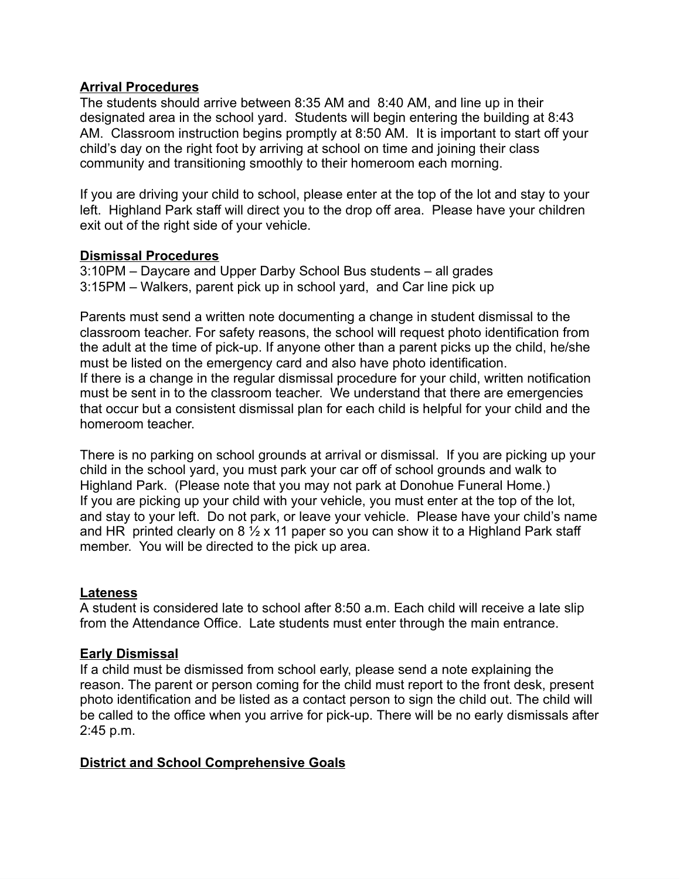**Arrival Procedures**

The students should arrive between 8:35 AM and 8:40 AM, and line up in their designated area in the school yard. Students will begin entering the building at 8:43 AM. Classroom instruction begins promptly at 8:50 AM. It is important to start off your child's day on the right foot by arriving at school on time and joining their class community and transitioning smoothly to their homeroom each morning.

If you are driving your child to school, please enter at the top of the lot and stay to your left. Highland Park staff will direct you to the drop off area. Please have your children exit out of the right side of your vehicle.

**Dismissal Procedures**

3:10PM – Daycare and Upper Darby School Bus students – all grades
3:15PM – Walkers, parent pick up in school yard, and Car line pick up

Parents must send a written note documenting a change in student dismissal to the classroom teacher. For safety reasons, the school will request photo identification from the adult at the time of pick-up. If anyone other than a parent picks up the child, he/she must be listed on the emergency card and also have photo identification.
If there is a change in the regular dismissal procedure for your child, written notification must be sent in to the classroom teacher. We understand that there are emergencies that occur but a consistent dismissal plan for each child is helpful for your child and the homeroom teacher.

There is no parking on school grounds at arrival or dismissal. If you are picking up your child in the school yard, you must park your car off of school grounds and walk to Highland Park. (Please note that you may not park at Donohue Funeral Home.)
If you are picking up your child with your vehicle, you must enter at the top of the lot, and stay to your left. Do not park, or leave your vehicle. Please have your child's name and HR printed clearly on 8 ½ x 11 paper so you can show it to a Highland Park staff member. You will be directed to the pick up area.

**Lateness**

A student is considered late to school after 8:50 a.m. Each child will receive a late slip from the Attendance Office. Late students must enter through the main entrance.

**Early Dismissal**

If a child must be dismissed from school early, please send a note explaining the reason. The parent or person coming for the child must report to the front desk, present photo identification and be listed as a contact person to sign the child out. The child will be called to the office when you arrive for pick-up. There will be no early dismissals after 2:45 p.m.

**District and School Comprehensive Goals**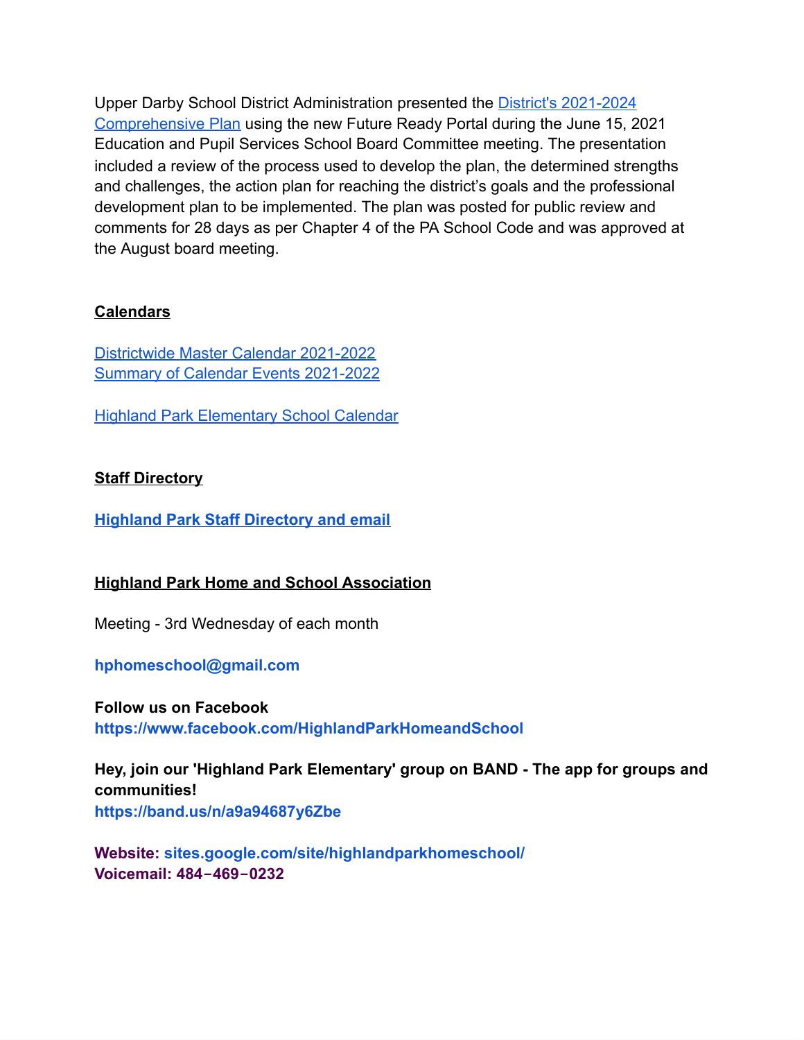Upper Darby School District Administration presented the District's 2021-2024 Comprehensive Plan using the new Future Ready Portal during the June 15, 2021 Education and Pupil Services School Board Committee meeting. The presentation included a review of the process used to develop the plan, the determined strengths and challenges, the action plan for reaching the district's goals and the professional development plan to be implemented. The plan was posted for public review and comments for 28 days as per Chapter 4 of the PA School Code and was approved at the August board meeting.

## Calendars

Districtwide Master Calendar 2021-2022
Summary of Calendar Events 2021-2022

Highland Park Elementary School Calendar

## Staff Directory

**Highland Park Staff Directory and email**

## Highland Park Home and School Association

Meeting - 3rd Wednesday of each month

**hphomeschool@gmail.com**

**Follow us on Facebook**
**https://www.facebook.com/HighlandParkHomeandSchool**

**Hey, join our 'Highland Park Elementary' group on BAND - The app for groups and communities!**
**https://band.us/n/a9a94687y6Zbe**

**Website: sites.google.com/site/highlandparkhomeschool/**
**Voicemail: 484-469-0232**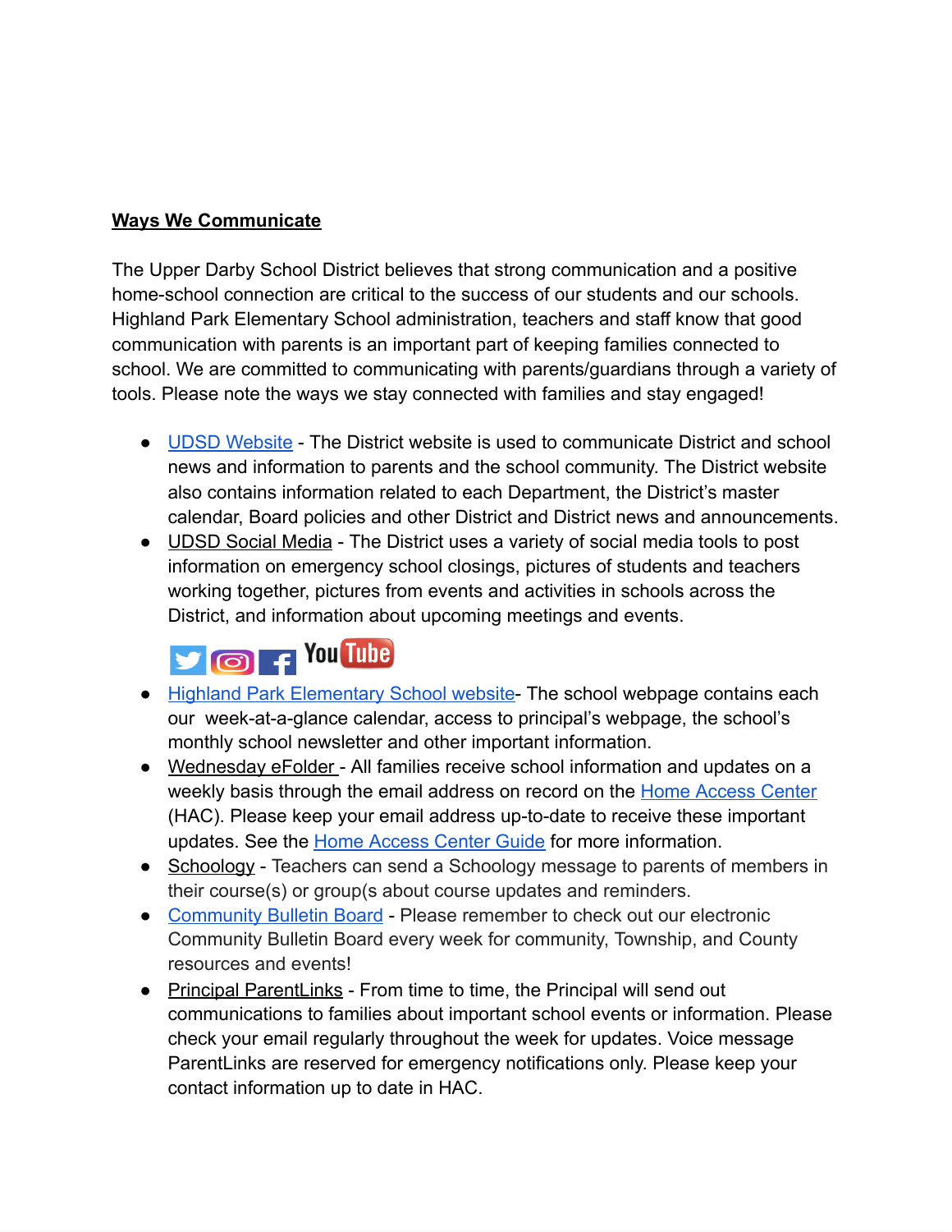**Ways We Communicate**

The Upper Darby School District believes that strong communication and a positive home-school connection are critical to the success of our students and our schools. Highland Park Elementary School administration, teachers and staff know that good communication with parents is an important part of keeping families connected to school. We are committed to communicating with parents/guardians through a variety of tools. Please note the ways we stay connected with families and stay engaged!

- UDSD Website - The District website is used to communicate District and school news and information to parents and the school community. The District website also contains information related to each Department, the District's master calendar, Board policies and other District and District news and announcements.
- UDSD Social Media - The District uses a variety of social media tools to post information on emergency school closings, pictures of students and teachers working together, pictures from events and activities in schools across the District, and information about upcoming meetings and events.
- Highland Park Elementary School website- The school webpage contains each our week-at-a-glance calendar, access to principal's webpage, the school's monthly school newsletter and other important information.
- Wednesday eFolder - All families receive school information and updates on a weekly basis through the email address on record on the Home Access Center (HAC). Please keep your email address up-to-date to receive these important updates. See the Home Access Center Guide for more information.
- Schoology - Teachers can send a Schoology message to parents of members in their course(s) or group(s about course updates and reminders.
- Community Bulletin Board - Please remember to check out our electronic Community Bulletin Board every week for community, Township, and County resources and events!
- Principal ParentLinks - From time to time, the Principal will send out communications to families about important school events or information. Please check your email regularly throughout the week for updates. Voice message ParentLinks are reserved for emergency notifications only. Please keep your contact information up to date in HAC.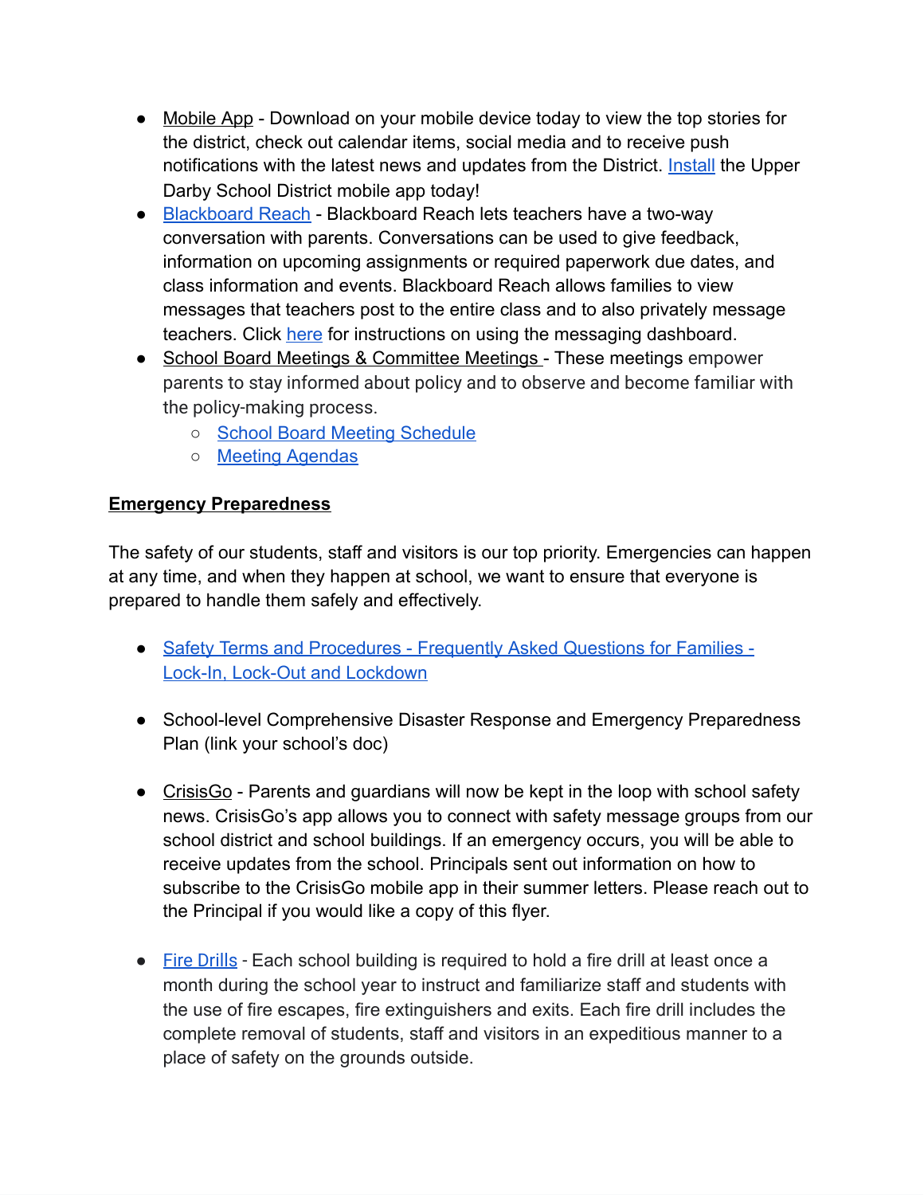- Mobile App - Download on your mobile device today to view the top stories for the district, check out calendar items, social media and to receive push notifications with the latest news and updates from the District. Install the Upper Darby School District mobile app today!
- Blackboard Reach - Blackboard Reach lets teachers have a two-way conversation with parents. Conversations can be used to give feedback, information on upcoming assignments or required paperwork due dates, and class information and events. Blackboard Reach allows families to view messages that teachers post to the entire class and to also privately message teachers. Click here for instructions on using the messaging dashboard.
- School Board Meetings & Committee Meetings - These meetings empower parents to stay informed about policy and to observe and become familiar with the policy-making process.
    - School Board Meeting Schedule
    - Meeting Agendas

**Emergency Preparedness**

The safety of our students, staff and visitors is our top priority. Emergencies can happen at any time, and when they happen at school, we want to ensure that everyone is prepared to handle them safely and effectively.

- Safety Terms and Procedures - Frequently Asked Questions for Families - Lock-In, Lock-Out and Lockdown

- School-level Comprehensive Disaster Response and Emergency Preparedness Plan (link your school's doc)

- CrisisGo - Parents and guardians will now be kept in the loop with school safety news. CrisisGo's app allows you to connect with safety message groups from our school district and school buildings. If an emergency occurs, you will be able to receive updates from the school. Principals sent out information on how to subscribe to the CrisisGo mobile app in their summer letters. Please reach out to the Principal if you would like a copy of this flyer.

- Fire Drills - Each school building is required to hold a fire drill at least once a month during the school year to instruct and familiarize staff and students with the use of fire escapes, fire extinguishers and exits. Each fire drill includes the complete removal of students, staff and visitors in an expeditious manner to a place of safety on the grounds outside.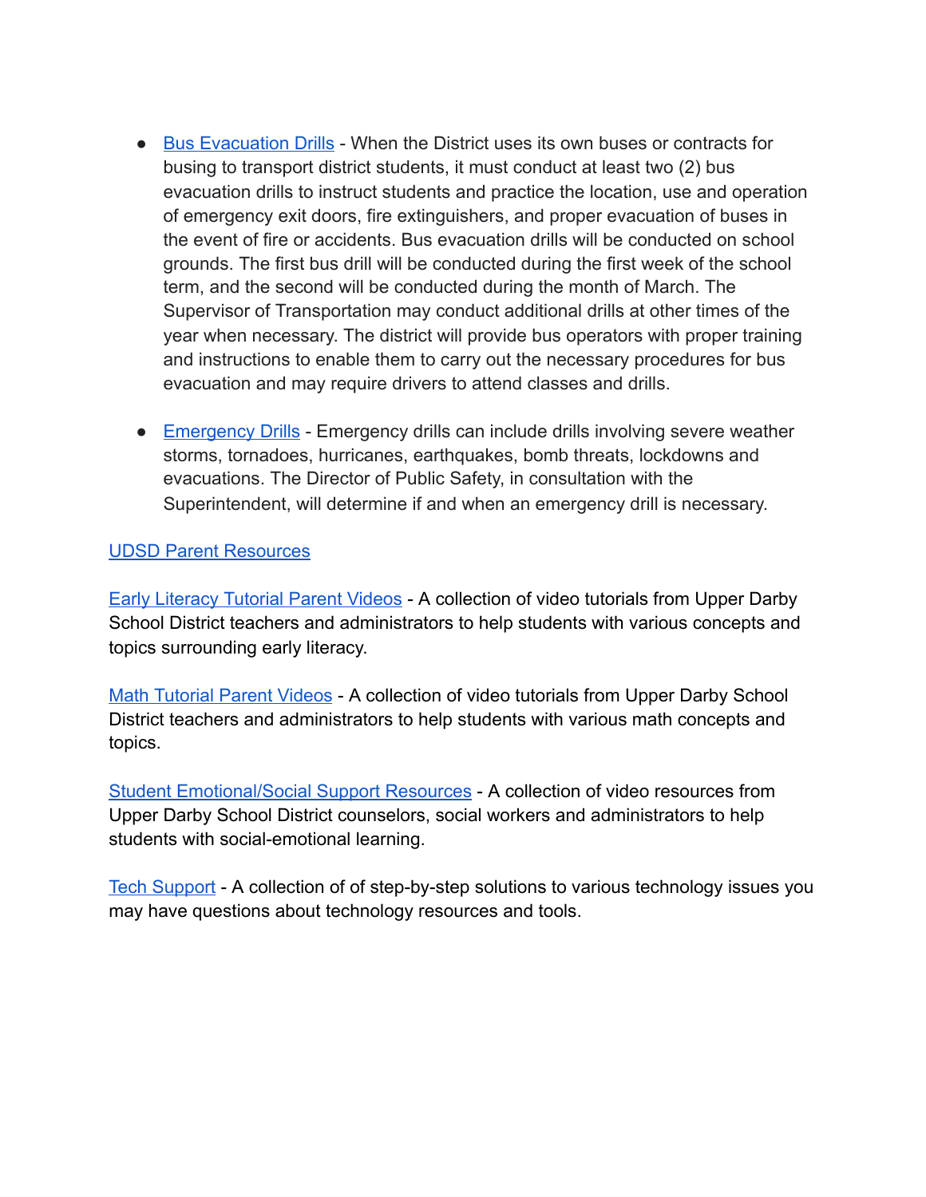- Bus Evacuation Drills - When the District uses its own buses or contracts for busing to transport district students, it must conduct at least two (2) bus evacuation drills to instruct students and practice the location, use and operation of emergency exit doors, fire extinguishers, and proper evacuation of buses in the event of fire or accidents. Bus evacuation drills will be conducted on school grounds. The first bus drill will be conducted during the first week of the school term, and the second will be conducted during the month of March. The Supervisor of Transportation may conduct additional drills at other times of the year when necessary. The district will provide bus operators with proper training and instructions to enable them to carry out the necessary procedures for bus evacuation and may require drivers to attend classes and drills.

- Emergency Drills - Emergency drills can include drills involving severe weather storms, tornadoes, hurricanes, earthquakes, bomb threats, lockdowns and evacuations. The Director of Public Safety, in consultation with the Superintendent, will determine if and when an emergency drill is necessary.

UDSD Parent Resources

Early Literacy Tutorial Parent Videos - A collection of video tutorials from Upper Darby School District teachers and administrators to help students with various concepts and topics surrounding early literacy.

Math Tutorial Parent Videos - A collection of video tutorials from Upper Darby School District teachers and administrators to help students with various math concepts and topics.

Student Emotional/Social Support Resources - A collection of video resources from Upper Darby School District counselors, social workers and administrators to help students with social-emotional learning.

Tech Support - A collection of of step-by-step solutions to various technology issues you may have questions about technology resources and tools.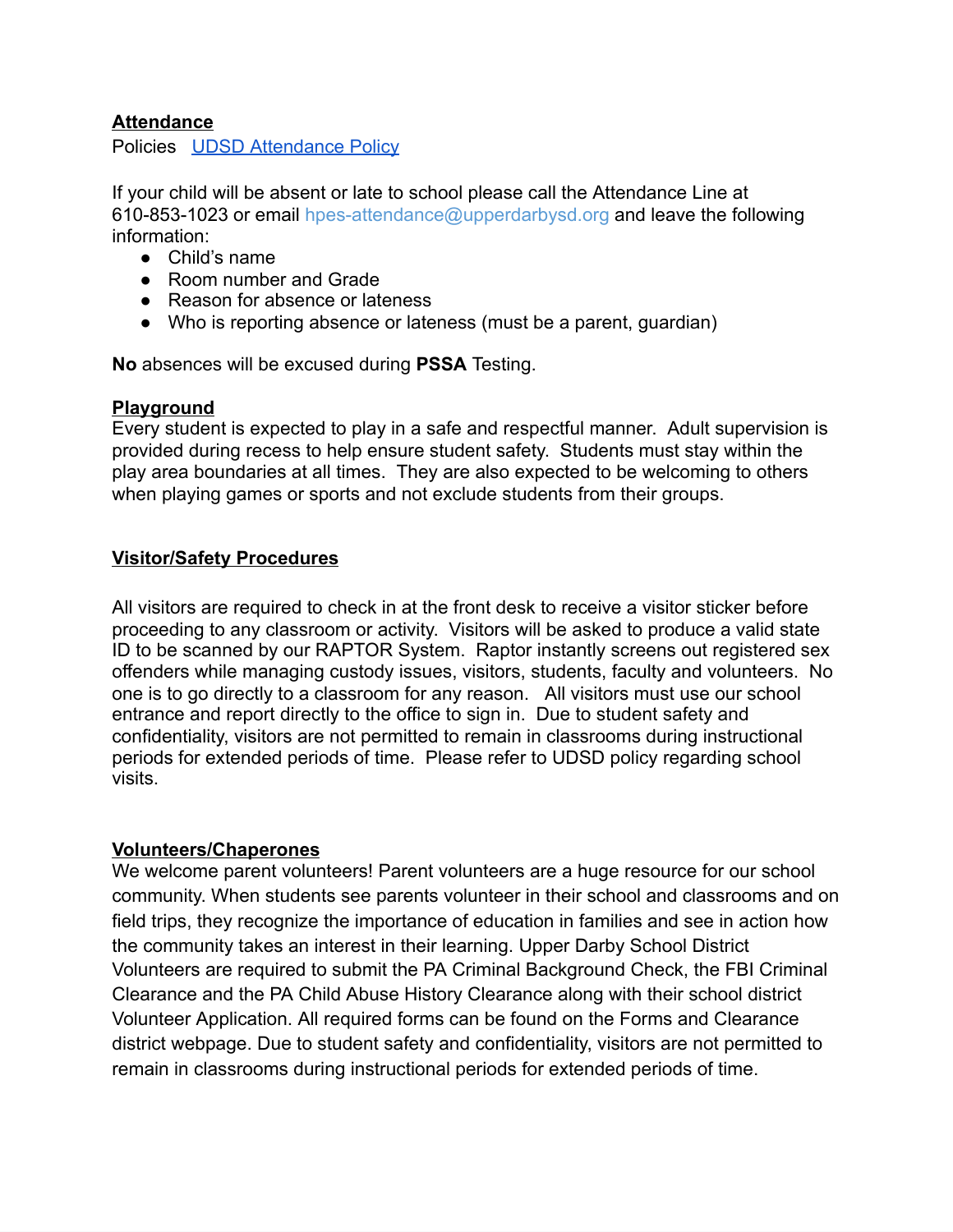## Attendance

Policies [UDSD Attendance Policy]

If your child will be absent or late to school please call the Attendance Line at 610-853-1023 or email hpes-attendance@upperdarbysd.org and leave the following information:

- Child's name
- Room number and Grade
- Reason for absence or lateness
- Who is reporting absence or lateness (must be a parent, guardian)

**No** absences will be excused during **PSSA** Testing.

## Playground

Every student is expected to play in a safe and respectful manner. Adult supervision is provided during recess to help ensure student safety. Students must stay within the play area boundaries at all times. They are also expected to be welcoming to others when playing games or sports and not exclude students from their groups.

## Visitor/Safety Procedures

All visitors are required to check in at the front desk to receive a visitor sticker before proceeding to any classroom or activity. Visitors will be asked to produce a valid state ID to be scanned by our RAPTOR System. Raptor instantly screens out registered sex offenders while managing custody issues, visitors, students, faculty and volunteers. No one is to go directly to a classroom for any reason. All visitors must use our school entrance and report directly to the office to sign in. Due to student safety and confidentiality, visitors are not permitted to remain in classrooms during instructional periods for extended periods of time. Please refer to UDSD policy regarding school visits.

## Volunteers/Chaperones

We welcome parent volunteers! Parent volunteers are a huge resource for our school community. When students see parents volunteer in their school and classrooms and on field trips, they recognize the importance of education in families and see in action how the community takes an interest in their learning. Upper Darby School District Volunteers are required to submit the PA Criminal Background Check, the FBI Criminal Clearance and the PA Child Abuse History Clearance along with their school district Volunteer Application. All required forms can be found on the Forms and Clearance district webpage. Due to student safety and confidentiality, visitors are not permitted to remain in classrooms during instructional periods for extended periods of time.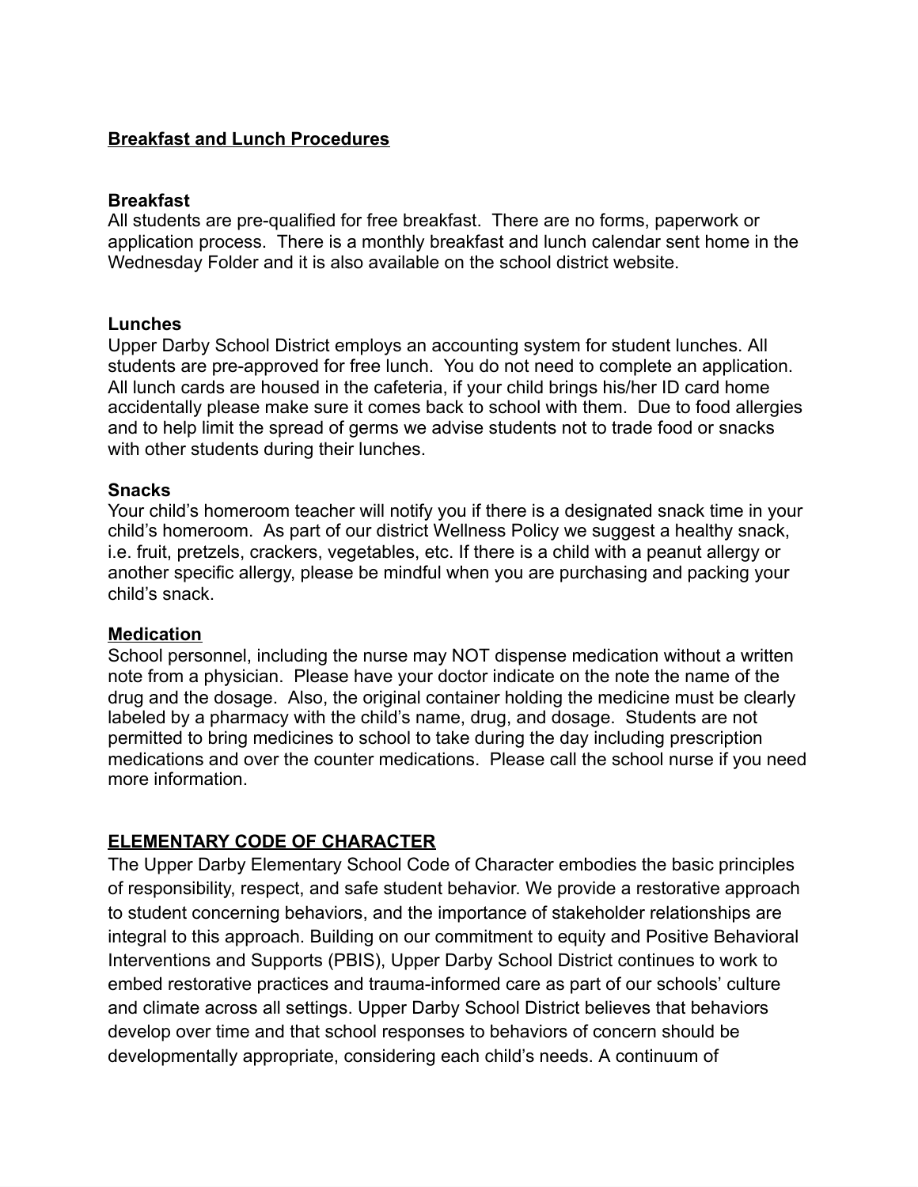## Breakfast and Lunch Procedures

### Breakfast

All students are pre-qualified for free breakfast. There are no forms, paperwork or application process. There is a monthly breakfast and lunch calendar sent home in the Wednesday Folder and it is also available on the school district website.

### Lunches

Upper Darby School District employs an accounting system for student lunches. All students are pre-approved for free lunch. You do not need to complete an application. All lunch cards are housed in the cafeteria, if your child brings his/her ID card home accidentally please make sure it comes back to school with them. Due to food allergies and to help limit the spread of germs we advise students not to trade food or snacks with other students during their lunches.

### Snacks

Your child's homeroom teacher will notify you if there is a designated snack time in your child's homeroom. As part of our district Wellness Policy we suggest a healthy snack, i.e. fruit, pretzels, crackers, vegetables, etc. If there is a child with a peanut allergy or another specific allergy, please be mindful when you are purchasing and packing your child's snack.

## Medication

School personnel, including the nurse may NOT dispense medication without a written note from a physician. Please have your doctor indicate on the note the name of the drug and the dosage. Also, the original container holding the medicine must be clearly labeled by a pharmacy with the child's name, drug, and dosage. Students are not permitted to bring medicines to school to take during the day including prescription medications and over the counter medications. Please call the school nurse if you need more information.

## ELEMENTARY CODE OF CHARACTER

The Upper Darby Elementary School Code of Character embodies the basic principles of responsibility, respect, and safe student behavior. We provide a restorative approach to student concerning behaviors, and the importance of stakeholder relationships are integral to this approach. Building on our commitment to equity and Positive Behavioral Interventions and Supports (PBIS), Upper Darby School District continues to work to embed restorative practices and trauma-informed care as part of our schools' culture and climate across all settings. Upper Darby School District believes that behaviors develop over time and that school responses to behaviors of concern should be developmentally appropriate, considering each child's needs. A continuum of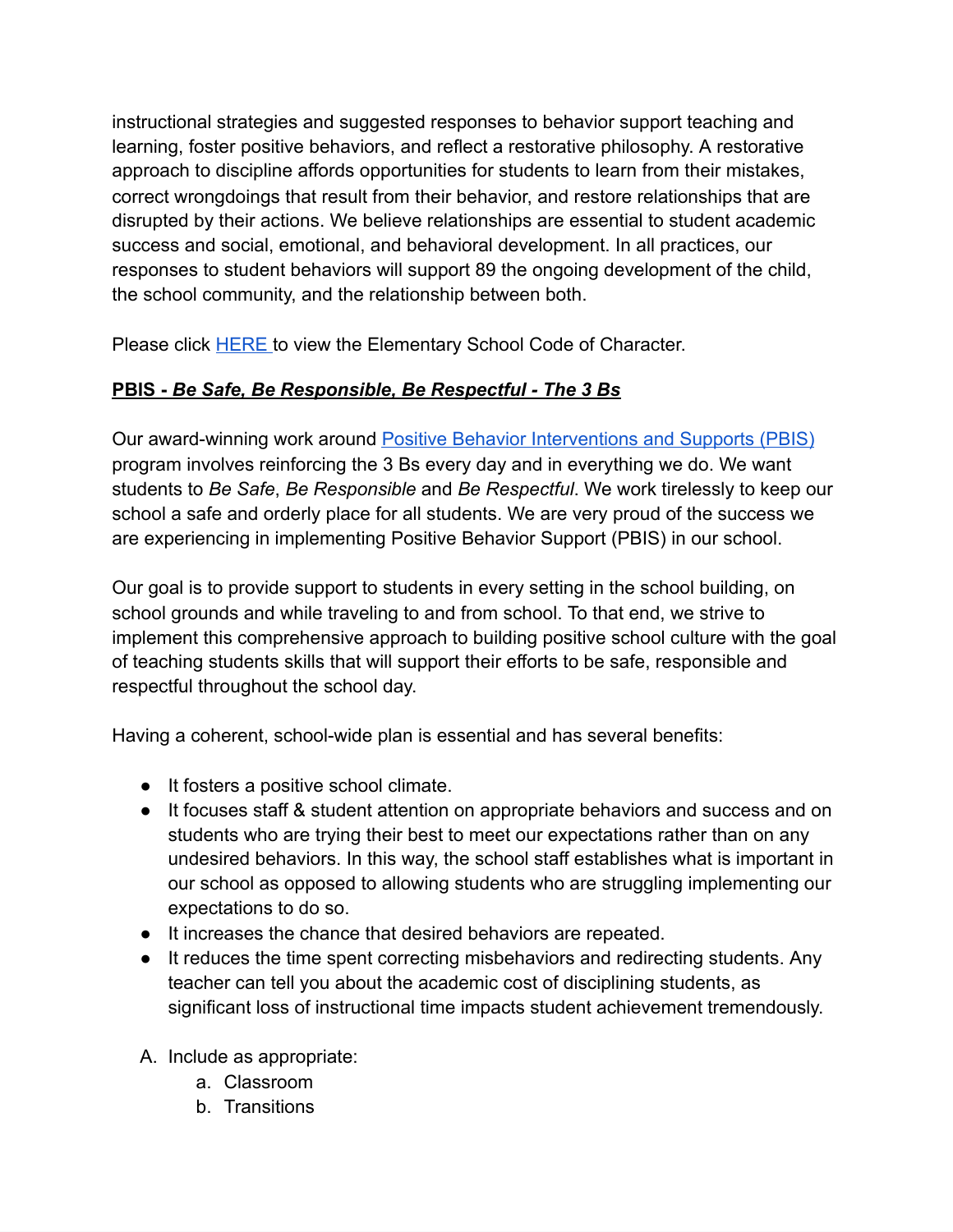instructional strategies and suggested responses to behavior support teaching and learning, foster positive behaviors, and reflect a restorative philosophy. A restorative approach to discipline affords opportunities for students to learn from their mistakes, correct wrongdoings that result from their behavior, and restore relationships that are disrupted by their actions. We believe relationships are essential to student academic success and social, emotional, and behavioral development. In all practices, our responses to student behaviors will support 89 the ongoing development of the child, the school community, and the relationship between both.

Please click [HERE](#) to view the Elementary School Code of Character.

## **<u>PBIS - *Be Safe, Be Responsible, Be Respectful - The 3 Bs*</u>**

Our award-winning work around [Positive Behavior Interventions and Supports (PBIS)](#) program involves reinforcing the 3 Bs every day and in everything we do. We want students to *Be Safe*, *Be Responsible* and *Be Respectful*. We work tirelessly to keep our school a safe and orderly place for all students. We are very proud of the success we are experiencing in implementing Positive Behavior Support (PBIS) in our school.

Our goal is to provide support to students in every setting in the school building, on school grounds and while traveling to and from school. To that end, we strive to implement this comprehensive approach to building positive school culture with the goal of teaching students skills that will support their efforts to be safe, responsible and respectful throughout the school day.

Having a coherent, school-wide plan is essential and has several benefits:

- It fosters a positive school climate.
- It focuses staff & student attention on appropriate behaviors and success and on students who are trying their best to meet our expectations rather than on any undesired behaviors. In this way, the school staff establishes what is important in our school as opposed to allowing students who are struggling implementing our expectations to do so.
- It increases the chance that desired behaviors are repeated.
- It reduces the time spent correcting misbehaviors and redirecting students. Any teacher can tell you about the academic cost of disciplining students, as significant loss of instructional time impacts student achievement tremendously.

A. Include as appropriate:
   a. Classroom
   b. Transitions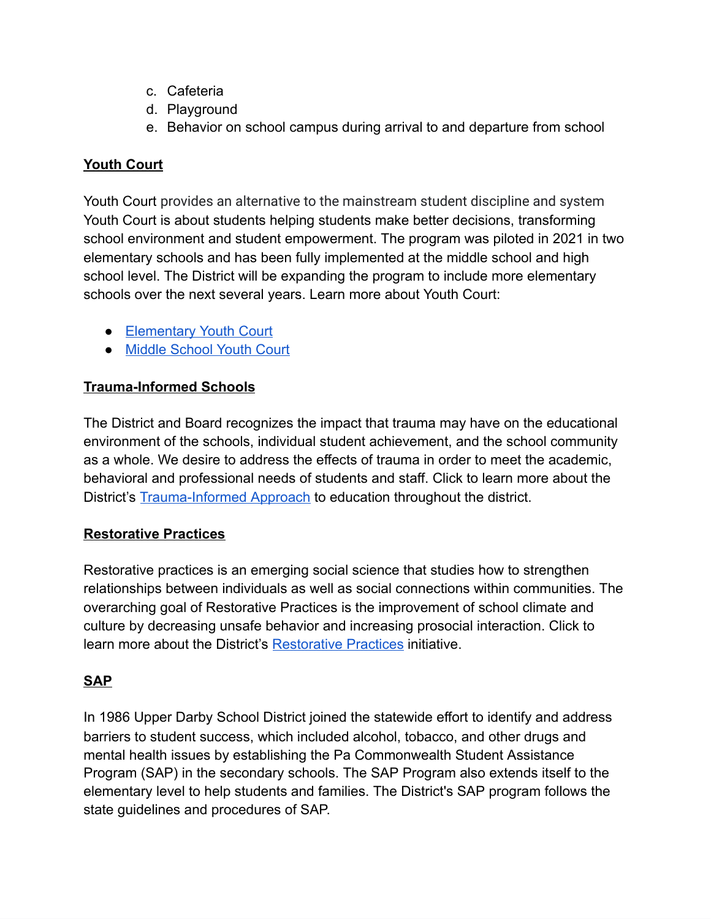c. Cafeteria
d. Playground
e. Behavior on school campus during arrival to and departure from school

## Youth Court

Youth Court provides an alternative to the mainstream student discipline and system Youth Court is about students helping students make better decisions, transforming school environment and student empowerment. The program was piloted in 2021 in two elementary schools and has been fully implemented at the middle school and high school level. The District will be expanding the program to include more elementary schools over the next several years. Learn more about Youth Court:

- Elementary Youth Court
- Middle School Youth Court

## Trauma-Informed Schools

The District and Board recognizes the impact that trauma may have on the educational environment of the schools, individual student achievement, and the school community as a whole. We desire to address the effects of trauma in order to meet the academic, behavioral and professional needs of students and staff. Click to learn more about the District's Trauma-Informed Approach to education throughout the district.

## Restorative Practices

Restorative practices is an emerging social science that studies how to strengthen relationships between individuals as well as social connections within communities. The overarching goal of Restorative Practices is the improvement of school climate and culture by decreasing unsafe behavior and increasing prosocial interaction. Click to learn more about the District's Restorative Practices initiative.

## SAP

In 1986 Upper Darby School District joined the statewide effort to identify and address barriers to student success, which included alcohol, tobacco, and other drugs and mental health issues by establishing the Pa Commonwealth Student Assistance Program (SAP) in the secondary schools. The SAP Program also extends itself to the elementary level to help students and families. The District's SAP program follows the state guidelines and procedures of SAP.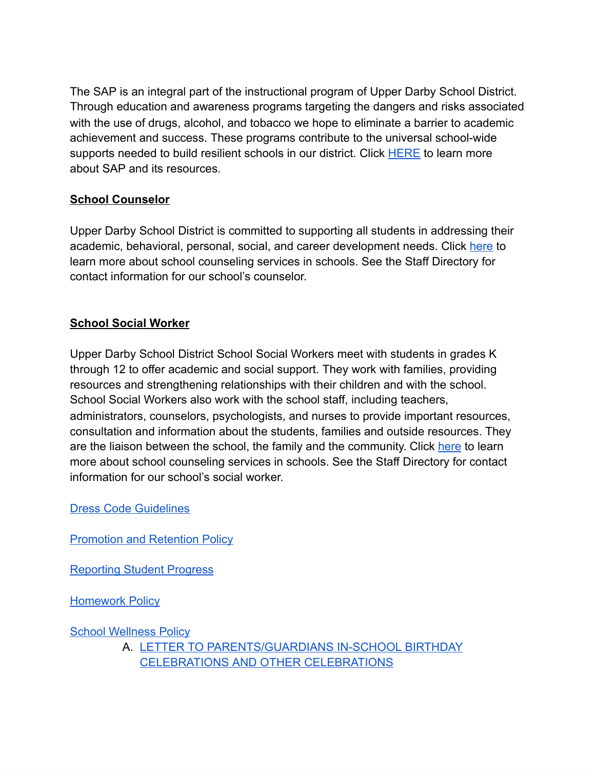The SAP is an integral part of the instructional program of Upper Darby School District. Through education and awareness programs targeting the dangers and risks associated with the use of drugs, alcohol, and tobacco we hope to eliminate a barrier to academic achievement and success. These programs contribute to the universal school-wide supports needed to build resilient schools in our district. Click HERE to learn more about SAP and its resources.

**School Counselor**

Upper Darby School District is committed to supporting all students in addressing their academic, behavioral, personal, social, and career development needs. Click here to learn more about school counseling services in schools. See the Staff Directory for contact information for our school's counselor.

**School Social Worker**

Upper Darby School District School Social Workers meet with students in grades K through 12 to offer academic and social support. They work with families, providing resources and strengthening relationships with their children and with the school. School Social Workers also work with the school staff, including teachers, administrators, counselors, psychologists, and nurses to provide important resources, consultation and information about the students, families and outside resources. They are the liaison between the school, the family and the community. Click here to learn more about school counseling services in schools. See the Staff Directory for contact information for our school's social worker.

Dress Code Guidelines

Promotion and Retention Policy

Reporting Student Progress

Homework Policy

School Wellness Policy

A. LETTER TO PARENTS/GUARDIANS IN-SCHOOL BIRTHDAY CELEBRATIONS AND OTHER CELEBRATIONS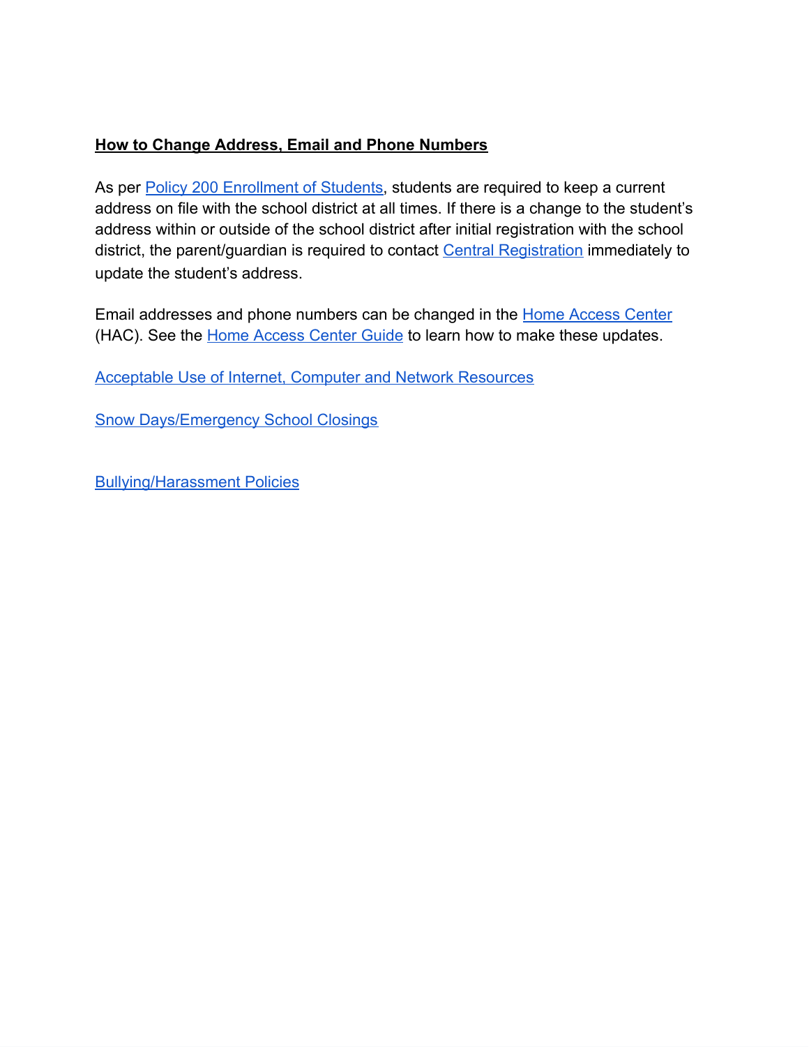**How to Change Address, Email and Phone Numbers**

As per Policy 200 Enrollment of Students, students are required to keep a current address on file with the school district at all times. If there is a change to the student's address within or outside of the school district after initial registration with the school district, the parent/guardian is required to contact Central Registration immediately to update the student's address.

Email addresses and phone numbers can be changed in the Home Access Center (HAC). See the Home Access Center Guide to learn how to make these updates.

Acceptable Use of Internet, Computer and Network Resources

Snow Days/Emergency School Closings

Bullying/Harassment Policies